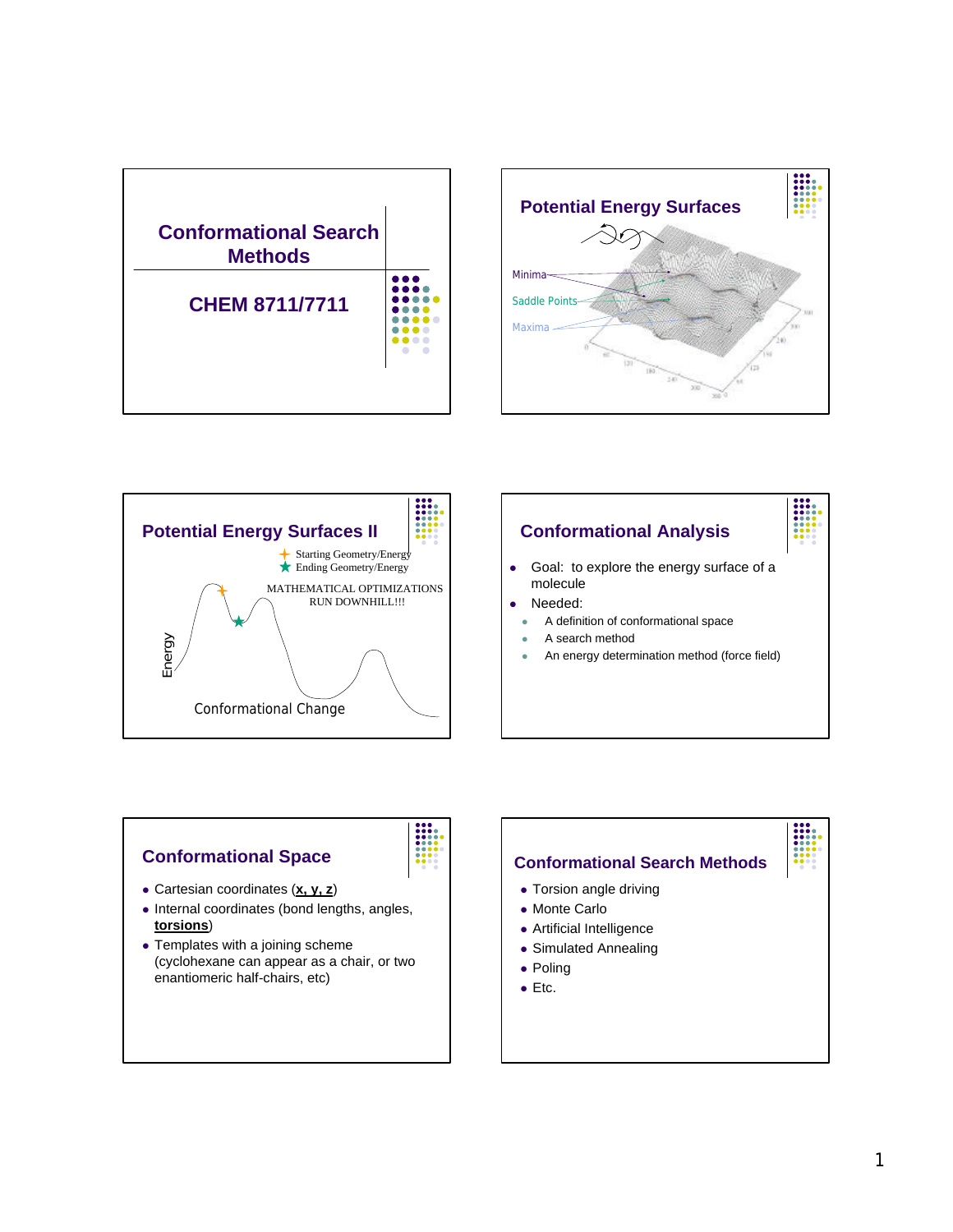# Conformational Search Methods

CHEM 8711/7711

## Potential Energy Surfaces

Minima

Saddle Points

Maxima

## Potential Energy Surfaces II

Starting Geometry/Energy

Ending Geometry/Energy

MATHEMATICAL OPTIMIZATIONS RUN DOWNHILL!!!

Energy

Conformational Change

## Conformational Analysis

- Goal: to explore the energy surface of a molecule
- Needed:
  - A definition of conformational space
  - A search method
  - An energy determination method (force field)

## Conformational Space

- Cartesian coordinates (**x, y, z**)
- Internal coordinates (bond lengths, angles, **torsions**)
- Templates with a joining scheme (cyclohexane can appear as a chair, or two enantiomeric half-chairs, etc)

## Conformational Search Methods

- Torsion angle driving
- Monte Carlo
- Artificial Intelligence
- Simulated Annealing
- Poling
- Etc.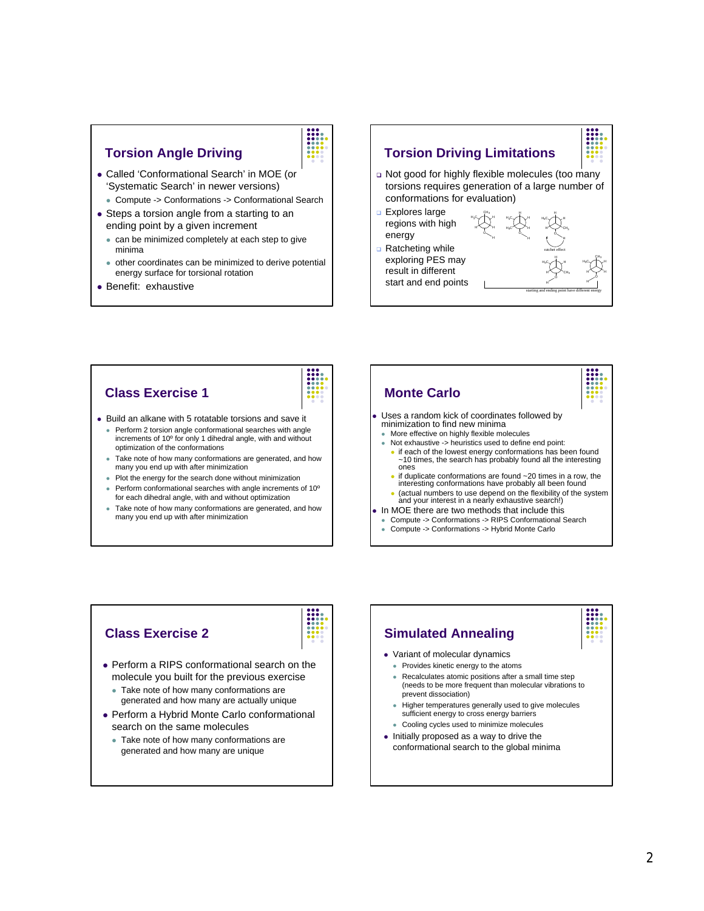## Torsion Angle Driving

- Called 'Conformational Search' in MOE (or 'Systematic Search' in newer versions)
  - Compute -> Conformations -> Conformational Search
- Steps a torsion angle from a starting to an ending point by a given increment
  - can be minimized completely at each step to give minima
  - other coordinates can be minimized to derive potential energy surface for torsional rotation
- Benefit: exhaustive

## Torsion Driving Limitations

- Not good for highly flexible molecules (too many torsions requires generation of a large number of conformations for evaluation)
- Explores large regions with high energy
- Ratcheting while exploring PES may result in different start and end points

ratchet effect

starting and ending point have different energy

## Class Exercise 1

- Build an alkane with 5 rotatable torsions and save it
  - Perform 2 torsion angle conformational searches with angle increments of 10º for only 1 dihedral angle, with and without optimization of the conformations
  - Take note of how many conformations are generated, and how many you end up with after minimization
  - Plot the energy for the search done without minimization
  - Perform conformational searches with angle increments of 10º for each dihedral angle, with and without optimization
  - Take note of how many conformations are generated, and how many you end up with after minimization

## Monte Carlo

- Uses a random kick of coordinates followed by minimization to find new minima
  - More effective on highly flexible molecules
  - Not exhaustive -> heuristics used to define end point:
    - if each of the lowest energy conformations has been found ~10 times, the search has probably found all the interesting ones
    - if duplicate conformations are found ~20 times in a row, the interesting conformations have probably all been found
    - (actual numbers to use depend on the flexibility of the system and your interest in a nearly exhaustive search!)
- In MOE there are two methods that include this
  - Compute -> Conformations -> RIPS Conformational Search
  - Compute -> Conformations -> Hybrid Monte Carlo

## Class Exercise 2

- Perform a RIPS conformational search on the molecule you built for the previous exercise
  - Take note of how many conformations are generated and how many are actually unique
- Perform a Hybrid Monte Carlo conformational search on the same molecules
  - Take note of how many conformations are generated and how many are unique

## Simulated Annealing

- Variant of molecular dynamics
  - Provides kinetic energy to the atoms
  - Recalculates atomic positions after a small time step (needs to be more frequent than molecular vibrations to prevent dissociation)
  - Higher temperatures generally used to give molecules sufficient energy to cross energy barriers
  - Cooling cycles used to minimize molecules
- Initially proposed as a way to drive the conformational search to the global minima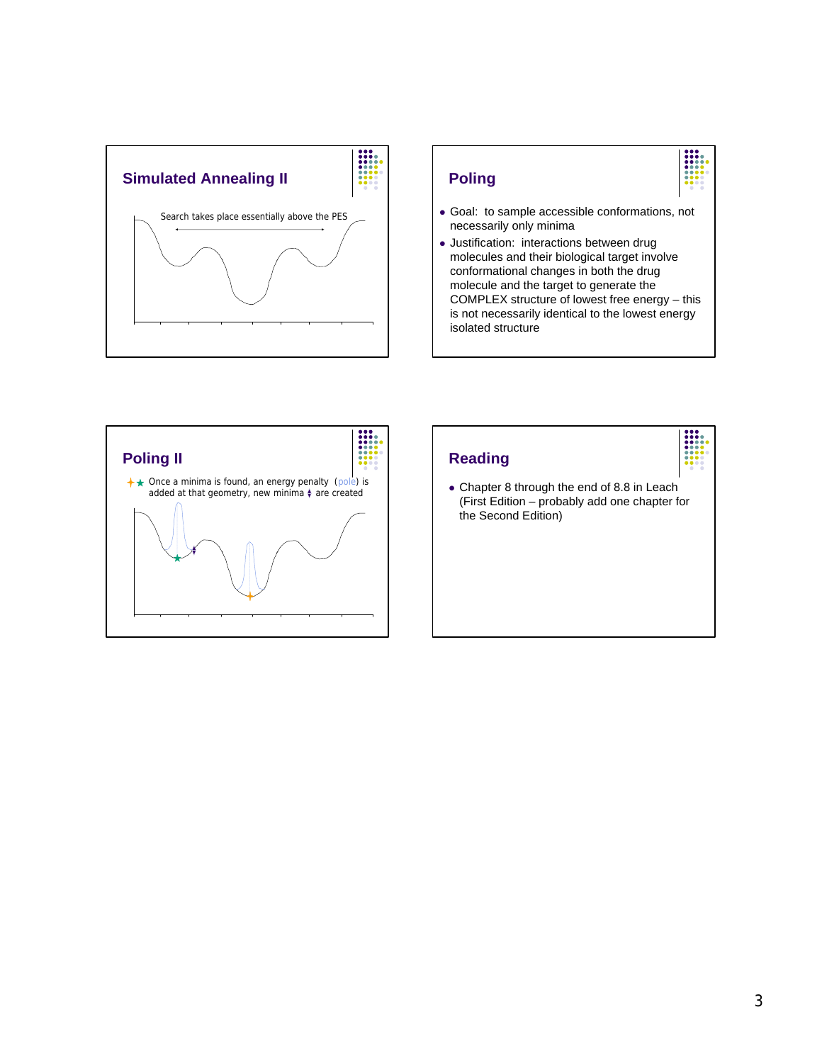## Simulated Annealing II

Search takes place essentially above the PES

## Poling

- Goal: to sample accessible conformations, not necessarily only minima
- Justification: interactions between drug molecules and their biological target involve conformational changes in both the drug molecule and the target to generate the COMPLEX structure of lowest free energy – this is not necessarily identical to the lowest energy isolated structure

## Poling II

Once a minima is found, an energy penalty (pole) is added at that geometry, new minima are created

## Reading

- Chapter 8 through the end of 8.8 in Leach (First Edition – probably add one chapter for the Second Edition)